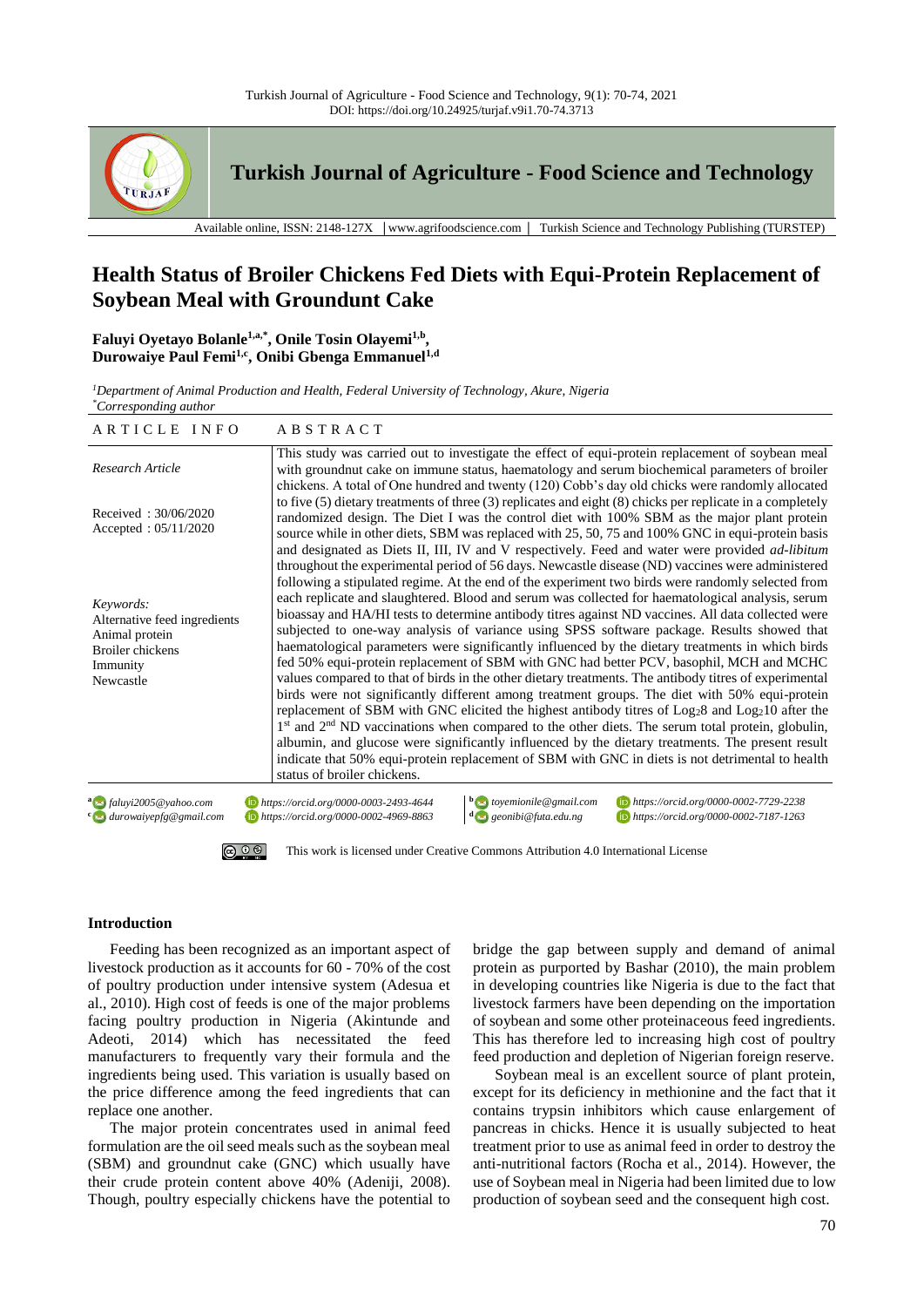# Health Status of Broiler Chickens Fed Diets with Equi-Protein Replacement of Soybean Meal with Groundunt Cake

**Faluyi Oyetayo Bolanle[1,a,*], Onile Tosin Olayemi[1,b], Durowaiye Paul Femi[1,c], Onibi Gbenga Emmanuel[1,d]**

[1]*Department of Animal Production and Health, Federal University of Technology, Akure, Nigeria*
[*]*Corresponding author*

| ARTICLE INFO | ABSTRACT |
|---|---|
| *Research Article*<br><br>Received : 30/06/2020<br>Accepted : 05/11/2020<br><br>*Keywords:*<br>Alternative feed ingredients<br>Animal protein<br>Broiler chickens<br>Immunity<br>Newcastle | This study was carried out to investigate the effect of equi-protein replacement of soybean meal with groundnut cake on immune status, haematology and serum biochemical parameters of broiler chickens. A total of One hundred and twenty (120) Cobb's day old chicks were randomly allocated to five (5) dietary treatments of three (3) replicates and eight (8) chicks per replicate in a completely randomized design. The Diet I was the control diet with 100% SBM as the major plant protein source while in other diets, SBM was replaced with 25, 50, 75 and 100% GNC in equi-protein basis and designated as Diets II, III, IV and V respectively. Feed and water were provided *ad-libitum* throughout the experimental period of 56 days. Newcastle disease (ND) vaccines were administered following a stipulated regime. At the end of the experiment two birds were randomly selected from each replicate and slaughtered. Blood and serum was collected for haematological analysis, serum bioassay and HA/HI tests to determine antibody titres against ND vaccines. All data collected were subjected to one-way analysis of variance using SPSS software package. Results showed that haematological parameters were significantly influenced by the dietary treatments in which birds fed 50% equi-protein replacement of SBM with GNC had better PCV, basophil, MCH and MCHC values compared to that of birds in the other dietary treatments. The antibody titres of experimental birds were not significantly different among treatment groups. The diet with 50% equi-protein replacement of SBM with GNC elicited the highest antibody titres of $Log_2 8$ and $Log_2 10$ after the 1st and 2nd ND vaccinations when compared to the other diets. The serum total protein, globulin, albumin, and glucose were significantly influenced by the dietary treatments. The present result indicate that 50% equi-protein replacement of SBM with GNC in diets is not detrimental to health status of broiler chickens. |

[a] faluyi2005@yahoo.com https://orcid.org/0000-0003-2493-4644
[b] toyemionile@gmail.com https://orcid.org/0000-0002-7729-2238
[c] durowaiyepfg@gmail.com https://orcid.org/0000-0002-4969-8863
[d] geonibi@futa.edu.ng https://orcid.org/0000-0002-7187-1263

This work is licensed under Creative Commons Attribution 4.0 International License

## Introduction

Feeding has been recognized as an important aspect of livestock production as it accounts for 60 - 70% of the cost of poultry production under intensive system (Adesua et al., 2010). High cost of feeds is one of the major problems facing poultry production in Nigeria (Akintunde and Adeoti, 2014) which has necessitated the feed manufacturers to frequently vary their formula and the ingredients being used. This variation is usually based on the price difference among the feed ingredients that can replace one another.

The major protein concentrates used in animal feed formulation are the oil seed meals such as the soybean meal (SBM) and groundnut cake (GNC) which usually have their crude protein content above 40% (Adeniji, 2008). Though, poultry especially chickens have the potential to bridge the gap between supply and demand of animal protein as purported by Bashar (2010), the main problem in developing countries like Nigeria is due to the fact that livestock farmers have been depending on the importation of soybean and some other proteinaceous feed ingredients. This has therefore led to increasing high cost of poultry feed production and depletion of Nigerian foreign reserve.

Soybean meal is an excellent source of plant protein, except for its deficiency in methionine and the fact that it contains trypsin inhibitors which cause enlargement of pancreas in chicks. Hence it is usually subjected to heat treatment prior to use as animal feed in order to destroy the anti-nutritional factors (Rocha et al., 2014). However, the use of Soybean meal in Nigeria had been limited due to low production of soybean seed and the consequent high cost.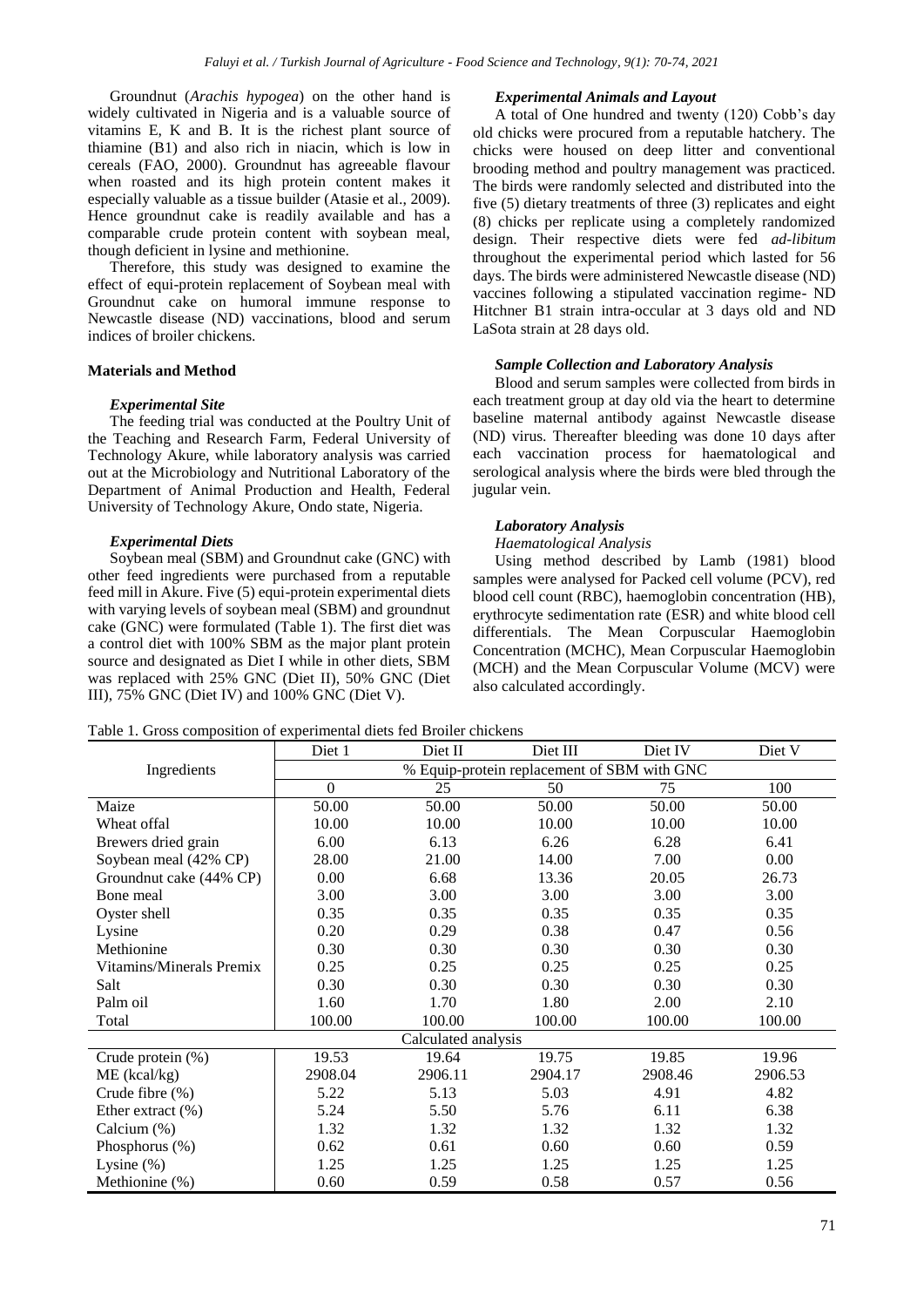Groundnut (*Arachis hypogea*) on the other hand is widely cultivated in Nigeria and is a valuable source of vitamins E, K and B. It is the richest plant source of thiamine (B1) and also rich in niacin, which is low in cereals (FAO, 2000). Groundnut has agreeable flavour when roasted and its high protein content makes it especially valuable as a tissue builder (Atasie et al., 2009). Hence groundnut cake is readily available and has a comparable crude protein content with soybean meal, though deficient in lysine and methionine.

Therefore, this study was designed to examine the effect of equi-protein replacement of Soybean meal with Groundnut cake on humoral immune response to Newcastle disease (ND) vaccinations, blood and serum indices of broiler chickens.

## Materials and Method

### *Experimental Site*

The feeding trial was conducted at the Poultry Unit of the Teaching and Research Farm, Federal University of Technology Akure, while laboratory analysis was carried out at the Microbiology and Nutritional Laboratory of the Department of Animal Production and Health, Federal University of Technology Akure, Ondo state, Nigeria.

### *Experimental Diets*

Soybean meal (SBM) and Groundnut cake (GNC) with other feed ingredients were purchased from a reputable feed mill in Akure. Five (5) equi-protein experimental diets with varying levels of soybean meal (SBM) and groundnut cake (GNC) were formulated (Table 1). The first diet was a control diet with 100% SBM as the major plant protein source and designated as Diet I while in other diets, SBM was replaced with 25% GNC (Diet II), 50% GNC (Diet III), 75% GNC (Diet IV) and 100% GNC (Diet V).

### *Experimental Animals and Layout*

A total of One hundred and twenty (120) Cobb's day old chicks were procured from a reputable hatchery. The chicks were housed on deep litter and conventional brooding method and poultry management was practiced. The birds were randomly selected and distributed into the five (5) dietary treatments of three (3) replicates and eight (8) chicks per replicate using a completely randomized design. Their respective diets were fed *ad-libitum* throughout the experimental period which lasted for 56 days. The birds were administered Newcastle disease (ND) vaccines following a stipulated vaccination regime- ND Hitchner B1 strain intra-occular at 3 days old and ND LaSota strain at 28 days old.

### *Sample Collection and Laboratory Analysis*

Blood and serum samples were collected from birds in each treatment group at day old via the heart to determine baseline maternal antibody against Newcastle disease (ND) virus. Thereafter bleeding was done 10 days after each vaccination process for haematological and serological analysis where the birds were bled through the jugular vein.

### *Laboratory Analysis*

*Haematological Analysis*

Using method described by Lamb (1981) blood samples were analysed for Packed cell volume (PCV), red blood cell count (RBC), haemoglobin concentration (HB), erythrocyte sedimentation rate (ESR) and white blood cell differentials. The Mean Corpuscular Haemoglobin Concentration (MCHC), Mean Corpuscular Haemoglobin (MCH) and the Mean Corpuscular Volume (MCV) were also calculated accordingly.

Table 1. Gross composition of experimental diets fed Broiler chickens

| Ingredients | Diet 1 | Diet II | Diet III | Diet IV | Diet V |
|---|---|---|---|---|---|
| | % Equip-protein replacement of SBM with GNC | | | | |
| | 0 | 25 | 50 | 75 | 100 |
| Maize | 50.00 | 50.00 | 50.00 | 50.00 | 50.00 |
| Wheat offal | 10.00 | 10.00 | 10.00 | 10.00 | 10.00 |
| Brewers dried grain | 6.00 | 6.13 | 6.26 | 6.28 | 6.41 |
| Soybean meal (42% CP) | 28.00 | 21.00 | 14.00 | 7.00 | 0.00 |
| Groundnut cake (44% CP) | 0.00 | 6.68 | 13.36 | 20.05 | 26.73 |
| Bone meal | 3.00 | 3.00 | 3.00 | 3.00 | 3.00 |
| Oyster shell | 0.35 | 0.35 | 0.35 | 0.35 | 0.35 |
| Lysine | 0.20 | 0.29 | 0.38 | 0.47 | 0.56 |
| Methionine | 0.30 | 0.30 | 0.30 | 0.30 | 0.30 |
| Vitamins/Minerals Premix | 0.25 | 0.25 | 0.25 | 0.25 | 0.25 |
| Salt | 0.30 | 0.30 | 0.30 | 0.30 | 0.30 |
| Palm oil | 1.60 | 1.70 | 1.80 | 2.00 | 2.10 |
| Total | 100.00 | 100.00 | 100.00 | 100.00 | 100.00 |
| Calculated analysis | | | | | |
| Crude protein (%) | 19.53 | 19.64 | 19.75 | 19.85 | 19.96 |
| ME (kcal/kg) | 2908.04 | 2906.11 | 2904.17 | 2908.46 | 2906.53 |
| Crude fibre (%) | 5.22 | 5.13 | 5.03 | 4.91 | 4.82 |
| Ether extract (%) | 5.24 | 5.50 | 5.76 | 6.11 | 6.38 |
| Calcium (%) | 1.32 | 1.32 | 1.32 | 1.32 | 1.32 |
| Phosphorus (%) | 0.62 | 0.61 | 0.60 | 0.60 | 0.59 |
| Lysine (%) | 1.25 | 1.25 | 1.25 | 1.25 | 1.25 |
| Methionine (%) | 0.60 | 0.59 | 0.58 | 0.57 | 0.56 |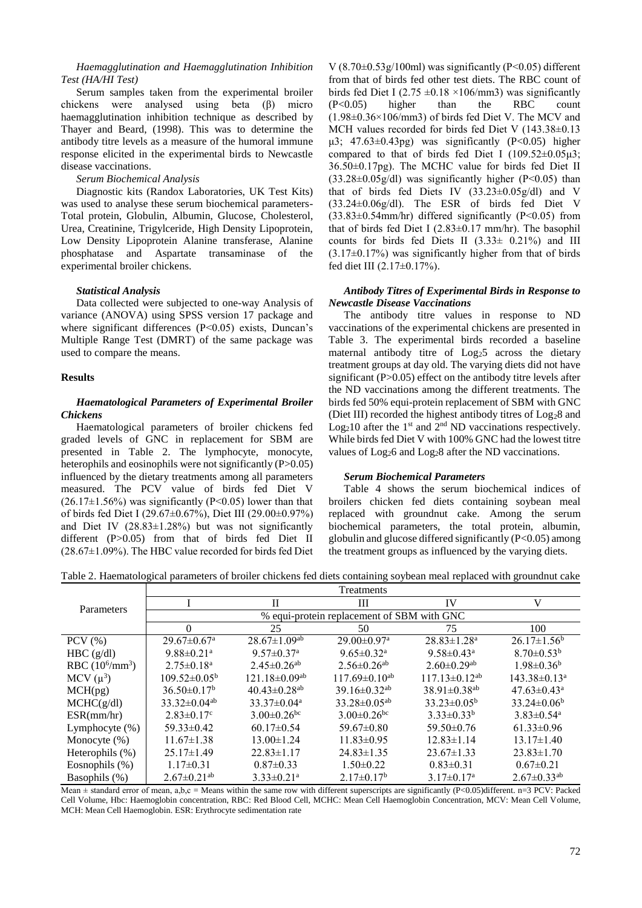### *Haemagglutination and Haemagglutination Inhibition Test (HA/HI Test)*

Serum samples taken from the experimental broiler chickens were analysed using beta (β) micro haemagglutination inhibition technique as described by Thayer and Beard, (1998). This was to determine the antibody titre levels as a measure of the humoral immune response elicited in the experimental birds to Newcastle disease vaccinations.

#### *Serum Biochemical Analysis*

Diagnostic kits (Randox Laboratories, UK Test Kits) was used to analyse these serum biochemical parameters- Total protein, Globulin, Albumin, Glucose, Cholesterol, Urea, Creatinine, Trigylceride, High Density Lipoprotein, Low Density Lipoprotein Alanine transferase, Alanine phosphatase and Aspartate transaminase of the experimental broiler chickens.

#### *Statistical Analysis*

Data collected were subjected to one-way Analysis of variance (ANOVA) using SPSS version 17 package and where significant differences ($P<0.05$) exists, Duncan's Multiple Range Test (DMRT) of the same package was used to compare the means.

## Results

### *Haematological Parameters of Experimental Broiler Chickens*

Haematological parameters of broiler chickens fed graded levels of GNC in replacement for SBM are presented in Table 2. The lymphocyte, monocyte, heterophils and eosinophils were not significantly ($P>0.05$) influenced by the dietary treatments among all parameters measured. The PCV value of birds fed Diet V (26.17±1.56%) was significantly ($P<0.05$) lower than that of birds fed Diet I (29.67±0.67%), Diet III (29.00±0.97%) and Diet IV (28.83±1.28%) but was not significantly different ($P>0.05$) from that of birds fed Diet II (28.67±1.09%). The HBC value recorded for birds fed Diet V (8.70±0.53g/100ml) was significantly ($P<0.05$) different from that of birds fed other test diets. The RBC count of birds fed Diet I (2.75 ±0.18 ×106/mm3) was significantly ($P<0.05$) higher than the RBC count (1.98±0.36×106/mm3) of birds fed Diet V. The MCV and MCH values recorded for birds fed Diet V (143.38±0.13 µ3; 47.63±0.43pg) was significantly ($P<0.05$) higher compared to that of birds fed Diet I (109.52±0.05µ3; 36.50±0.17pg). The MCHC value for birds fed Diet II (33.28±0.05g/dl) was significantly higher ($P<0.05$) than that of birds fed Diets IV (33.23±0.05g/dl) and V (33.24±0.06g/dl). The ESR of birds fed Diet V (33.83±0.54mm/hr) differed significantly ($P<0.05$) from that of birds fed Diet I (2.83±0.17 mm/hr). The basophil counts for birds fed Diets II (3.33± 0.21%) and III (3.17±0.17%) was significantly higher from that of birds fed diet III (2.17±0.17%).

### *Antibody Titres of Experimental Birds in Response to Newcastle Disease Vaccinations*

The antibody titre values in response to ND vaccinations of the experimental chickens are presented in Table 3. The experimental birds recorded a baseline maternal antibody titre of $Log_2 5$ across the dietary treatment groups at day old. The varying diets did not have significant ($P>0.05$) effect on the antibody titre levels after the ND vaccinations among the different treatments. The birds fed 50% equi-protein replacement of SBM with GNC (Diet III) recorded the highest antibody titres of $Log_2 8$ and $Log_2 10$ after the 1st and 2nd ND vaccinations respectively. While birds fed Diet V with 100% GNC had the lowest titre values of $Log_2 6$ and $Log_2 8$ after the ND vaccinations.

### *Serum Biochemical Parameters*

Table 4 shows the serum biochemical indices of broilers chicken fed diets containing soybean meal replaced with groundnut cake. Among the serum biochemical parameters, the total protein, albumin, globulin and glucose differed significantly ($P<0.05$) among the treatment groups as influenced by the varying diets.

Table 2. Haematological parameters of broiler chickens fed diets containing soybean meal replaced with groundnut cake

| Parameters | Treatments | | | | |
|---|---|---|---|---|---|
| | I | II | III | IV | V |
| | % equi-protein replacement of SBM with GNC | | | | |
| | 0 | 25 | 50 | 75 | 100 |
| PCV (%) | 29.67±0.67[a] | 28.67±1.09[ab] | 29.00±0.97[a] | 28.83±1.28[a] | 26.17±1.56[b] |
| HBC (g/dl) | 9.88±0.21[a] | 9.57±0.37[a] | 9.65±0.32[a] | 9.58±0.43[a] | 8.70±0.53[b] |
| RBC ($10^6$/mm$^3$) | 2.75±0.18[a] | 2.45±0.26[ab] | 2.56±0.26[ab] | 2.60±0.29[ab] | 1.98±0.36[b] |
| MCV ($\mu^3$) | 109.52±0.05[b] | 121.18±0.09[ab] | 117.69±0.10[ab] | 117.13±0.12[ab] | 143.38±0.13[a] |
| MCH(pg) | 36.50±0.17[b] | 40.43±0.28[ab] | 39.16±0.32[ab] | 38.91±0.38[ab] | 47.63±0.43[a] |
| MCHC(g/dl) | 33.32±0.04[ab] | 33.37±0.04[a] | 33.28±0.05[ab] | 33.23±0.05[b] | 33.24±0.06[b] |
| ESR(mm/hr) | 2.83±0.17[c] | 3.00±0.26[bc] | 3.00±0.26[bc] | 3.33±0.33[b] | 3.83±0.54[a] |
| Lymphocyte (%) | 59.33±0.42 | 60.17±0.54 | 59.67±0.80 | 59.50±0.76 | 61.33±0.96 |
| Monocyte (%) | 11.67±1.38 | 13.00±1.24 | 11.83±0.95 | 12.83±1.14 | 13.17±1.40 |
| Heterophils (%) | 25.17±1.49 | 22.83±1.17 | 24.83±1.35 | 23.67±1.33 | 23.83±1.70 |
| Eosnophils (%) | 1.17±0.31 | 0.87±0.33 | 1.50±0.22 | 0.83±0.31 | 0.67±0.21 |
| Basophils (%) | 2.67±0.21[ab] | 3.33±0.21[a] | 2.17±0.17[b] | 3.17±0.17[a] | 2.67±0.33[ab] |

Mean ± standard error of mean, a,b,c = Means within the same row with different superscripts are significantly ($P<0.05$)different. n=3 PCV: Packed Cell Volume, Hbc: Haemoglobin concentration, RBC: Red Blood Cell, MCHC: Mean Cell Haemoglobin Concentration, MCV: Mean Cell Volume, MCH: Mean Cell Haemoglobin. ESR: Erythrocyte sedimentation rate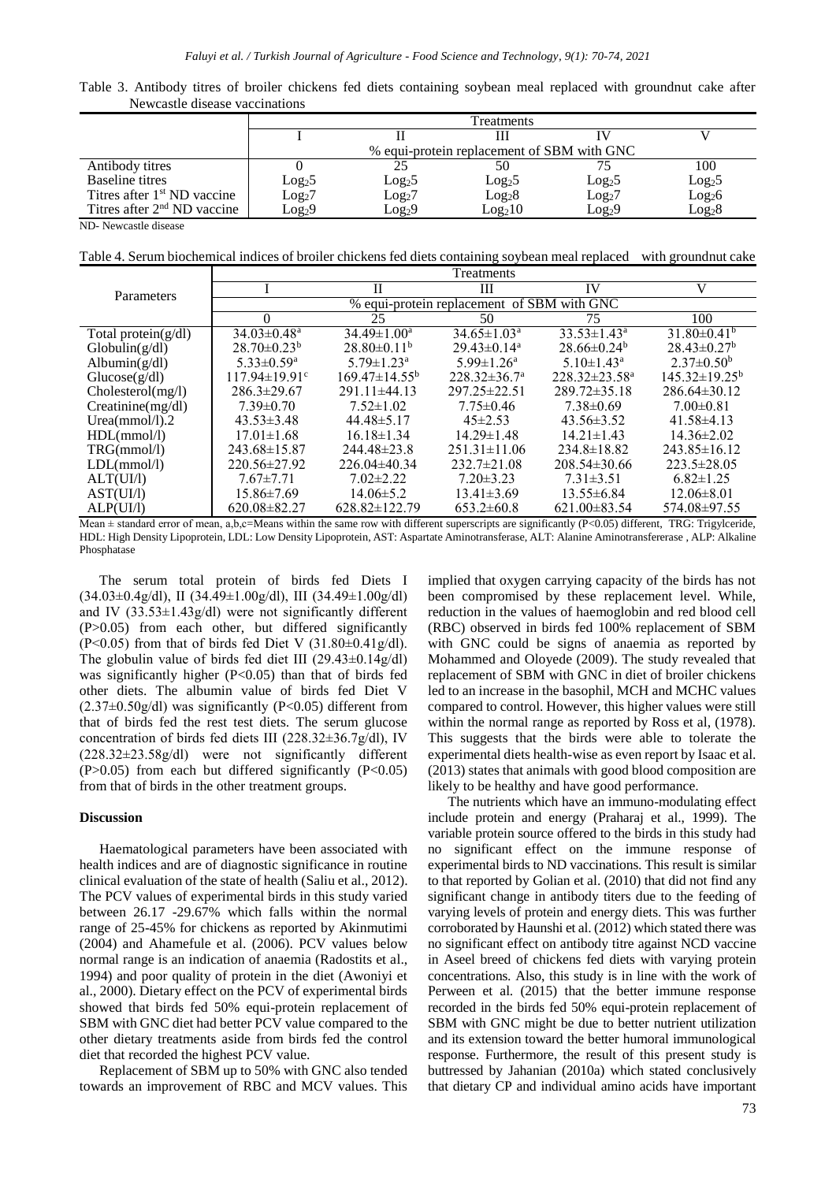Table 3. Antibody titres of broiler chickens fed diets containing soybean meal replaced with groundnut cake after Newcastle disease vaccinations

| | Treatments | | | | |
|---|---|---|---|---|---|
| | I | II | III | IV | V |
| | % equi-protein replacement of SBM with GNC | | | | |
| Antibody titres | 0 | 25 | 50 | 75 | 100 |
| Baseline titres | $Log_2 5$ | $Log_2 5$ | $Log_2 5$ | $Log_2 5$ | $Log_2 5$ |
| Titres after 1st ND vaccine | $Log_2 7$ | $Log_2 7$ | $Log_2 8$ | $Log_2 7$ | $Log_2 6$ |
| Titres after 2nd ND vaccine | $Log_2 9$ | $Log_2 9$ | $Log_2 10$ | $Log_2 9$ | $Log_2 8$ |

ND- Newcastle disease

Table 4. Serum biochemical indices of broiler chickens fed diets containing soybean meal replaced with groundnut cake

| Parameters | Treatments | | | | |
|---|---|---|---|---|---|
| | I | II | III | IV | V |
| | % equi-protein replacement of SBM with GNC | | | | |
| | 0 | 25 | 50 | 75 | 100 |
| Total protein(g/dl) | $34.03\pm0.48^a$ | $34.49\pm1.00^a$ | $34.65\pm1.03^a$ | $33.53\pm1.43^a$ | $31.80\pm0.41^b$ |
| Globulin(g/dl) | $28.70\pm0.23^b$ | $28.80\pm0.11^b$ | $29.43\pm0.14^a$ | $28.66\pm0.24^b$ | $28.43\pm0.27^b$ |
| Albumin(g/dl) | $5.33\pm0.59^a$ | $5.79\pm1.23^a$ | $5.99\pm1.26^a$ | $5.10\pm1.43^a$ | $2.37\pm0.50^b$ |
| Glucose(g/dl) | $117.94\pm19.91^c$ | $169.47\pm14.55^b$ | $228.32\pm36.7^a$ | $228.32\pm23.58^a$ | $145.32\pm19.25^b$ |
| Cholesterol(mg/l) | 286.3±29.67 | 291.11±44.13 | 297.25±22.51 | 289.72±35.18 | 286.64±30.12 |
| Creatinine(mg/dl) | 7.39±0.70 | 7.52±1.02 | 7.75±0.46 | 7.38±0.69 | 7.00±0.81 |
| Urea(mmol/l).2 | 43.53±3.48 | 44.48±5.17 | 45±2.53 | 43.56±3.52 | 41.58±4.13 |
| HDL(mmol/l) | 17.01±1.68 | 16.18±1.34 | 14.29±1.48 | 14.21±1.43 | 14.36±2.02 |
| TRG(mmol/l) | 243.68±15.87 | 244.48±23.8 | 251.31±11.06 | 234.8±18.82 | 243.85±16.12 |
| LDL(mmol/l) | 220.56±27.92 | 226.04±40.34 | 232.7±21.08 | 208.54±30.66 | 223.5±28.05 |
| ALT(UI/l) | 7.67±7.71 | 7.02±2.22 | 7.20±3.23 | 7.31±3.51 | 6.82±1.25 |
| AST(UI/l) | 15.86±7.69 | 14.06±5.2 | 13.41±3.69 | 13.55±6.84 | 12.06±8.01 |
| ALP(UI/l) | 620.08±82.27 | 628.82±122.79 | 653.2±60.8 | 621.00±83.54 | 574.08±97.55 |

Mean ± standard error of mean, a,b,c=Means within the same row with different superscripts are significantly ($P<0.05$) different, TRG: Trigylceride, HDL: High Density Lipoprotein, LDL: Low Density Lipoprotein, AST: Aspartate Aminotransferase, ALT: Alanine Aminotransfererase , ALP: Alkaline Phosphatase

The serum total protein of birds fed Diets I (34.03±0.4g/dl), II (34.49±1.00g/dl), III (34.49±1.00g/dl) and IV (33.53±1.43g/dl) were not significantly different ($P>0.05$) from each other, but differed significantly ($P<0.05$) from that of birds fed Diet V (31.80±0.41g/dl). The globulin value of birds fed diet III (29.43±0.14g/dl) was significantly higher ($P<0.05$) than that of birds fed other diets. The albumin value of birds fed Diet V (2.37±0.50g/dl) was significantly ($P<0.05$) different from that of birds fed the rest test diets. The serum glucose concentration of birds fed diets III (228.32±36.7g/dl), IV (228.32±23.58g/dl) were not significantly different ($P>0.05$) from each but differed significantly ($P<0.05$) from that of birds in the other treatment groups.

## Discussion

Haematological parameters have been associated with health indices and are of diagnostic significance in routine clinical evaluation of the state of health (Saliu et al., 2012). The PCV values of experimental birds in this study varied between 26.17 -29.67% which falls within the normal range of 25-45% for chickens as reported by Akinmutimi (2004) and Ahamefule et al. (2006). PCV values below normal range is an indication of anaemia (Radostits et al., 1994) and poor quality of protein in the diet (Awoniyi et al., 2000). Dietary effect on the PCV of experimental birds showed that birds fed 50% equi-protein replacement of SBM with GNC diet had better PCV value compared to the other dietary treatments aside from birds fed the control diet that recorded the highest PCV value.

Replacement of SBM up to 50% with GNC also tended towards an improvement of RBC and MCV values. This implied that oxygen carrying capacity of the birds has not been compromised by these replacement level. While, reduction in the values of haemoglobin and red blood cell (RBC) observed in birds fed 100% replacement of SBM with GNC could be signs of anaemia as reported by Mohammed and Oloyede (2009). The study revealed that replacement of SBM with GNC in diet of broiler chickens led to an increase in the basophil, MCH and MCHC values compared to control. However, this higher values were still within the normal range as reported by Ross et al, (1978). This suggests that the birds were able to tolerate the experimental diets health-wise as even report by Isaac et al. (2013) states that animals with good blood composition are likely to be healthy and have good performance.

The nutrients which have an immuno-modulating effect include protein and energy (Praharaj et al., 1999). The variable protein source offered to the birds in this study had no significant effect on the immune response of experimental birds to ND vaccinations. This result is similar to that reported by Golian et al. (2010) that did not find any significant change in antibody titers due to the feeding of varying levels of protein and energy diets. This was further corroborated by Haunshi et al. (2012) which stated there was no significant effect on antibody titre against NCD vaccine in Aseel breed of chickens fed diets with varying protein concentrations. Also, this study is in line with the work of Perween et al. (2015) that the better immune response recorded in the birds fed 50% equi-protein replacement of SBM with GNC might be due to better nutrient utilization and its extension toward the better humoral immunological response. Furthermore, the result of this present study is buttressed by Jahanian (2010a) which stated conclusively that dietary CP and individual amino acids have important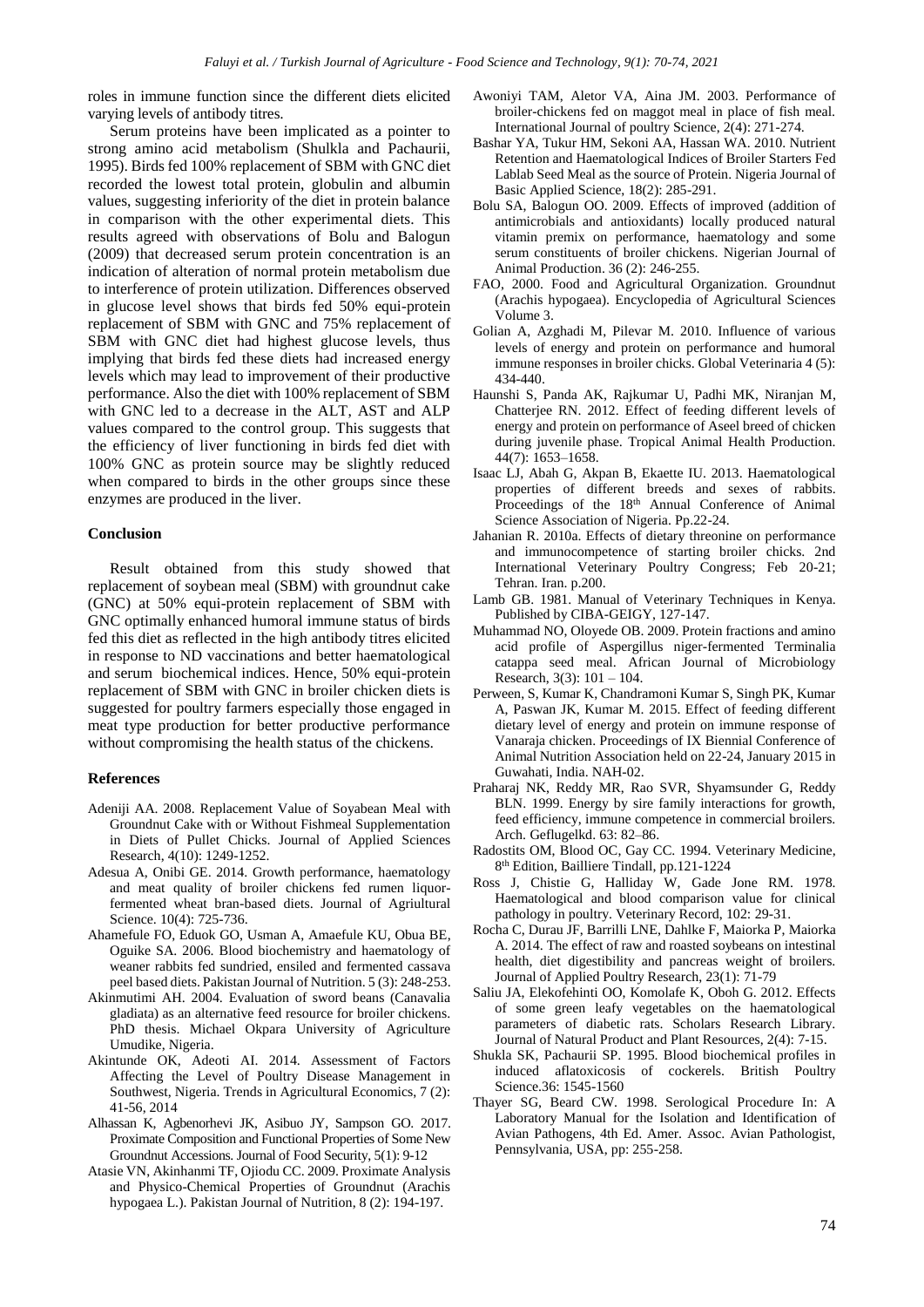roles in immune function since the different diets elicited varying levels of antibody titres.

Serum proteins have been implicated as a pointer to strong amino acid metabolism (Shulkla and Pachaurii, 1995). Birds fed 100% replacement of SBM with GNC diet recorded the lowest total protein, globulin and albumin values, suggesting inferiority of the diet in protein balance in comparison with the other experimental diets. This results agreed with observations of Bolu and Balogun (2009) that decreased serum protein concentration is an indication of alteration of normal protein metabolism due to interference of protein utilization. Differences observed in glucose level shows that birds fed 50% equi-protein replacement of SBM with GNC and 75% replacement of SBM with GNC diet had highest glucose levels, thus implying that birds fed these diets had increased energy levels which may lead to improvement of their productive performance. Also the diet with 100% replacement of SBM with GNC led to a decrease in the ALT, AST and ALP values compared to the control group. This suggests that the efficiency of liver functioning in birds fed diet with 100% GNC as protein source may be slightly reduced when compared to birds in the other groups since these enzymes are produced in the liver.

## Conclusion

Result obtained from this study showed that replacement of soybean meal (SBM) with groundnut cake (GNC) at 50% equi-protein replacement of SBM with GNC optimally enhanced humoral immune status of birds fed this diet as reflected in the high antibody titres elicited in response to ND vaccinations and better haematological and serum biochemical indices. Hence, 50% equi-protein replacement of SBM with GNC in broiler chicken diets is suggested for poultry farmers especially those engaged in meat type production for better productive performance without compromising the health status of the chickens.

## References

Adeniji AA. 2008. Replacement Value of Soyabean Meal with Groundnut Cake with or Without Fishmeal Supplementation in Diets of Pullet Chicks. Journal of Applied Sciences Research, 4(10): 1249-1252.

Adesua A, Onibi GE. 2014. Growth performance, haematology and meat quality of broiler chickens fed rumen liquor-fermented wheat bran-based diets. Journal of Agriultural Science. 10(4): 725-736.

Ahamefule FO, Eduok GO, Usman A, Amaefule KU, Obua BE, Oguike SA. 2006. Blood biochemistry and haematology of weaner rabbits fed sundried, ensiled and fermented cassava peel based diets. Pakistan Journal of Nutrition. 5 (3): 248-253.

Akinmutimi AH. 2004. Evaluation of sword beans (Canavalia gladiata) as an alternative feed resource for broiler chickens. PhD thesis. Michael Okpara University of Agriculture Umudike, Nigeria.

Akintunde OK, Adeoti AI. 2014. Assessment of Factors Affecting the Level of Poultry Disease Management in Southwest, Nigeria. Trends in Agricultural Economics, 7 (2): 41-56, 2014

Alhassan K, Agbenorhevi JK, Asibuo JY, Sampson GO. 2017. Proximate Composition and Functional Properties of Some New Groundnut Accessions. Journal of Food Security, 5(1): 9-12

Atasie VN, Akinhanmi TF, Ojiodu CC. 2009. Proximate Analysis and Physico-Chemical Properties of Groundnut (Arachis hypogaea L.). Pakistan Journal of Nutrition, 8 (2): 194-197.

Awoniyi TAM, Aletor VA, Aina JM. 2003. Performance of broiler-chickens fed on maggot meal in place of fish meal. International Journal of poultry Science, 2(4): 271-274.

Bashar YA, Tukur HM, Sekoni AA, Hassan WA. 2010. Nutrient Retention and Haematological Indices of Broiler Starters Fed Lablab Seed Meal as the source of Protein. Nigeria Journal of Basic Applied Science, 18(2): 285-291.

Bolu SA, Balogun OO. 2009. Effects of improved (addition of antimicrobials and antioxidants) locally produced natural vitamin premix on performance, haematology and some serum constituents of broiler chickens. Nigerian Journal of Animal Production. 36 (2): 246-255.

FAO, 2000. Food and Agricultural Organization. Groundnut (Arachis hypogaea). Encyclopedia of Agricultural Sciences Volume 3.

Golian A, Azghadi M, Pilevar M. 2010. Influence of various levels of energy and protein on performance and humoral immune responses in broiler chicks. Global Veterinaria 4 (5): 434-440.

Haunshi S, Panda AK, Rajkumar U, Padhi MK, Niranjan M, Chatterjee RN. 2012. Effect of feeding different levels of energy and protein on performance of Aseel breed of chicken during juvenile phase. Tropical Animal Health Production. 44(7): 1653–1658.

Isaac LJ, Abah G, Akpan B, Ekaette IU. 2013. Haematological properties of different breeds and sexes of rabbits. Proceedings of the 18th Annual Conference of Animal Science Association of Nigeria. Pp.22-24.

Jahanian R. 2010a. Effects of dietary threonine on performance and immunocompetence of starting broiler chicks. 2nd International Veterinary Poultry Congress; Feb 20-21; Tehran. Iran. p.200.

Lamb GB. 1981. Manual of Veterinary Techniques in Kenya. Published by CIBA-GEIGY, 127-147.

Muhammad NO, Oloyede OB. 2009. Protein fractions and amino acid profile of Aspergillus niger-fermented Terminalia catappa seed meal. African Journal of Microbiology Research, 3(3): 101 – 104.

Perween, S, Kumar K, Chandramoni Kumar S, Singh PK, Kumar A, Paswan JK, Kumar M. 2015. Effect of feeding different dietary level of energy and protein on immune response of Vanaraja chicken. Proceedings of IX Biennial Conference of Animal Nutrition Association held on 22-24, January 2015 in Guwahati, India. NAH-02.

Praharaj NK, Reddy MR, Rao SVR, Shyamsunder G, Reddy BLN. 1999. Energy by sire family interactions for growth, feed efficiency, immune competence in commercial broilers. Arch. Geflugelkd. 63: 82–86.

Radostits OM, Blood OC, Gay CC. 1994. Veterinary Medicine, 8th Edition, Bailliere Tindall, pp.121-1224

Ross J, Chistie G, Halliday W, Gade Jone RM. 1978. Haematological and blood comparison value for clinical pathology in poultry. Veterinary Record, 102: 29-31.

Rocha C, Durau JF, Barrilli LNE, Dahlke F, Maiorka P, Maiorka A. 2014. The effect of raw and roasted soybeans on intestinal health, diet digestibility and pancreas weight of broilers. Journal of Applied Poultry Research, 23(1): 71-79

Saliu JA, Elekofehinti OO, Komolafe K, Oboh G. 2012. Effects of some green leafy vegetables on the haematological parameters of diabetic rats. Scholars Research Library. Journal of Natural Product and Plant Resources, 2(4): 7-15.

Shukla SK, Pachaurii SP. 1995. Blood biochemical profiles in induced aflatoxicosis of cockerels. British Poultry Science.36: 1545-1560

Thayer SG, Beard CW. 1998. Serological Procedure In: A Laboratory Manual for the Isolation and Identification of Avian Pathogens, 4th Ed. Amer. Assoc. Avian Pathologist, Pennsylvania, USA, pp: 255-258.